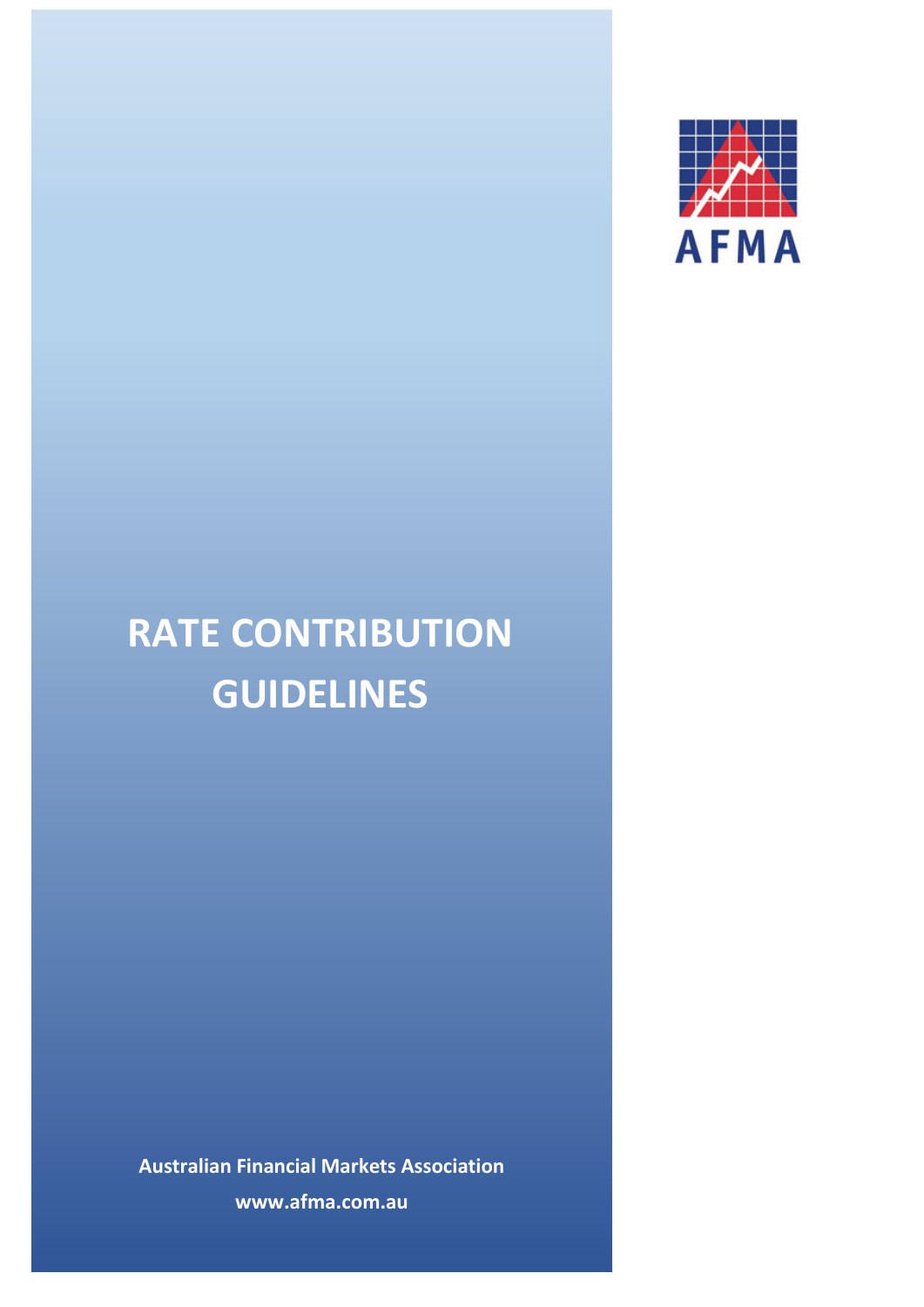AFMA

# RATE CONTRIBUTION GUIDELINES

**Australian Financial Markets Association**

**www.afma.com.au**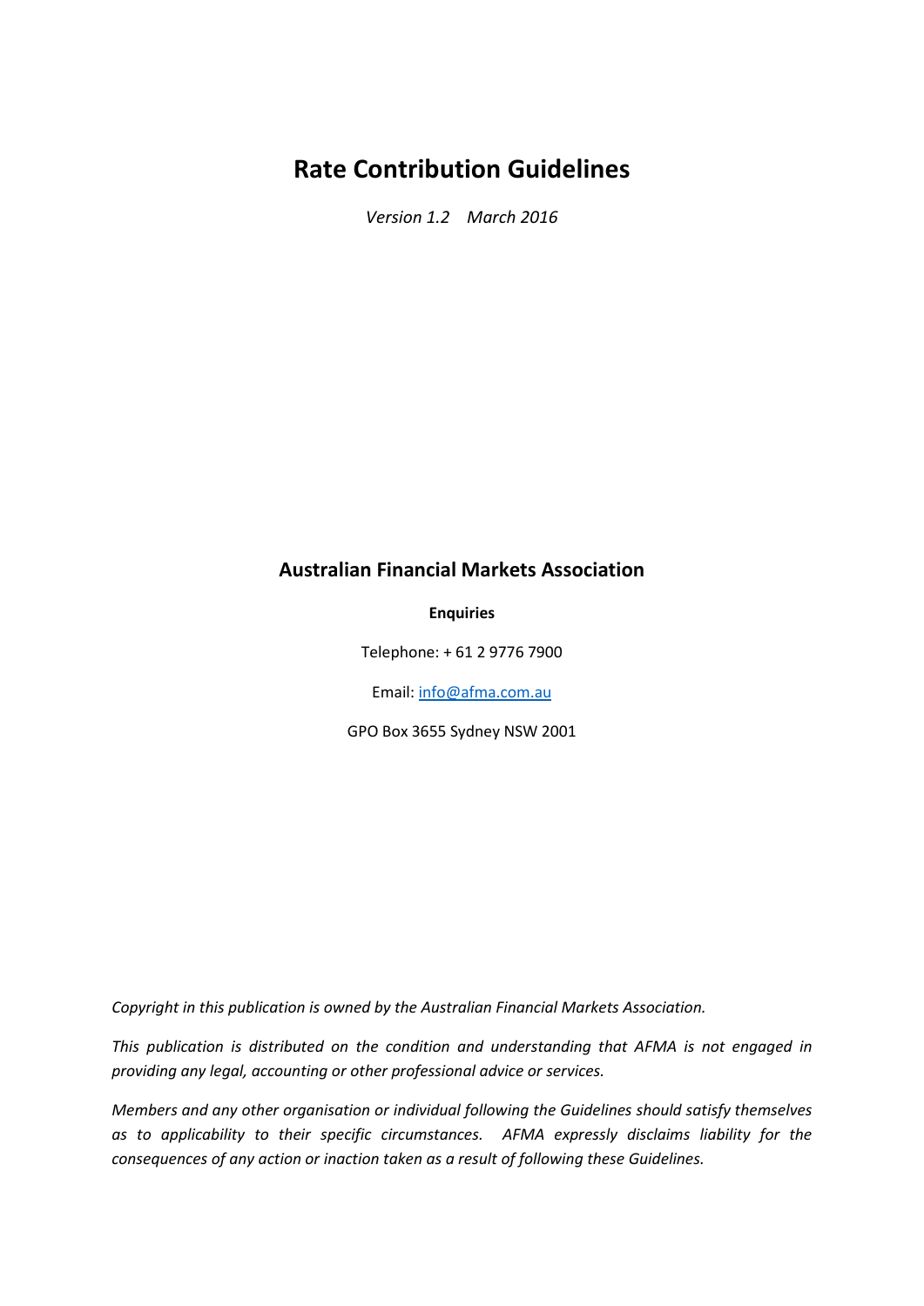# Rate Contribution Guidelines

*Version 1.2 March 2016*

## Australian Financial Markets Association

**Enquiries**

Telephone: + 61 2 9776 7900

Email: info@afma.com.au

GPO Box 3655 Sydney NSW 2001

*Copyright in this publication is owned by the Australian Financial Markets Association.*

*This publication is distributed on the condition and understanding that AFMA is not engaged in providing any legal, accounting or other professional advice or services.*

*Members and any other organisation or individual following the Guidelines should satisfy themselves as to applicability to their specific circumstances. AFMA expressly disclaims liability for the consequences of any action or inaction taken as a result of following these Guidelines.*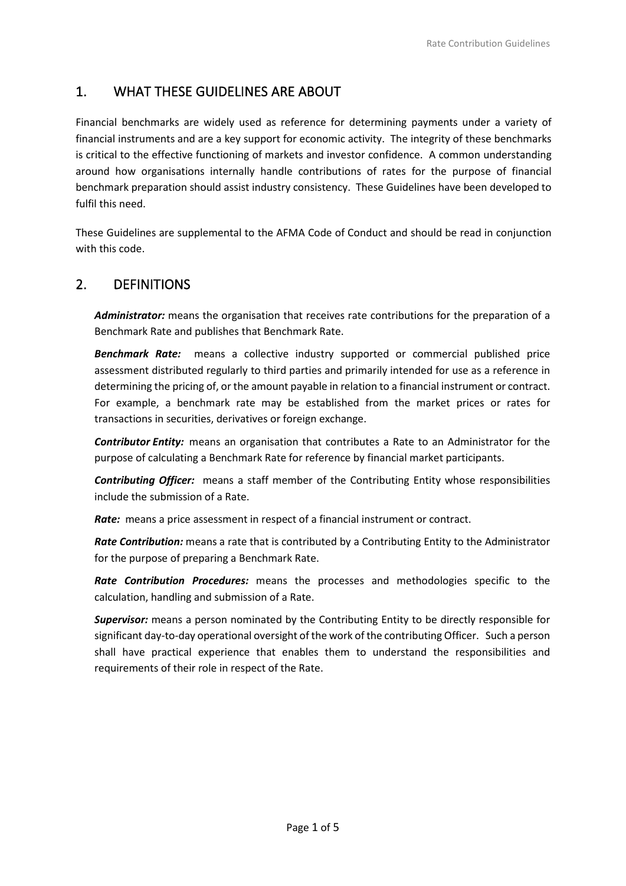## 1. WHAT THESE GUIDELINES ARE ABOUT

Financial benchmarks are widely used as reference for determining payments under a variety of financial instruments and are a key support for economic activity. The integrity of these benchmarks is critical to the effective functioning of markets and investor confidence. A common understanding around how organisations internally handle contributions of rates for the purpose of financial benchmark preparation should assist industry consistency. These Guidelines have been developed to fulfil this need.

These Guidelines are supplemental to the AFMA Code of Conduct and should be read in conjunction with this code.

## 2. DEFINITIONS

***Administrator:*** means the organisation that receives rate contributions for the preparation of a Benchmark Rate and publishes that Benchmark Rate.

***Benchmark Rate:*** means a collective industry supported or commercial published price assessment distributed regularly to third parties and primarily intended for use as a reference in determining the pricing of, or the amount payable in relation to a financial instrument or contract. For example, a benchmark rate may be established from the market prices or rates for transactions in securities, derivatives or foreign exchange.

***Contributor Entity:*** means an organisation that contributes a Rate to an Administrator for the purpose of calculating a Benchmark Rate for reference by financial market participants.

***Contributing Officer:*** means a staff member of the Contributing Entity whose responsibilities include the submission of a Rate.

***Rate:*** means a price assessment in respect of a financial instrument or contract.

***Rate Contribution:*** means a rate that is contributed by a Contributing Entity to the Administrator for the purpose of preparing a Benchmark Rate.

***Rate Contribution Procedures:*** means the processes and methodologies specific to the calculation, handling and submission of a Rate.

***Supervisor:*** means a person nominated by the Contributing Entity to be directly responsible for significant day-to-day operational oversight of the work of the contributing Officer. Such a person shall have practical experience that enables them to understand the responsibilities and requirements of their role in respect of the Rate.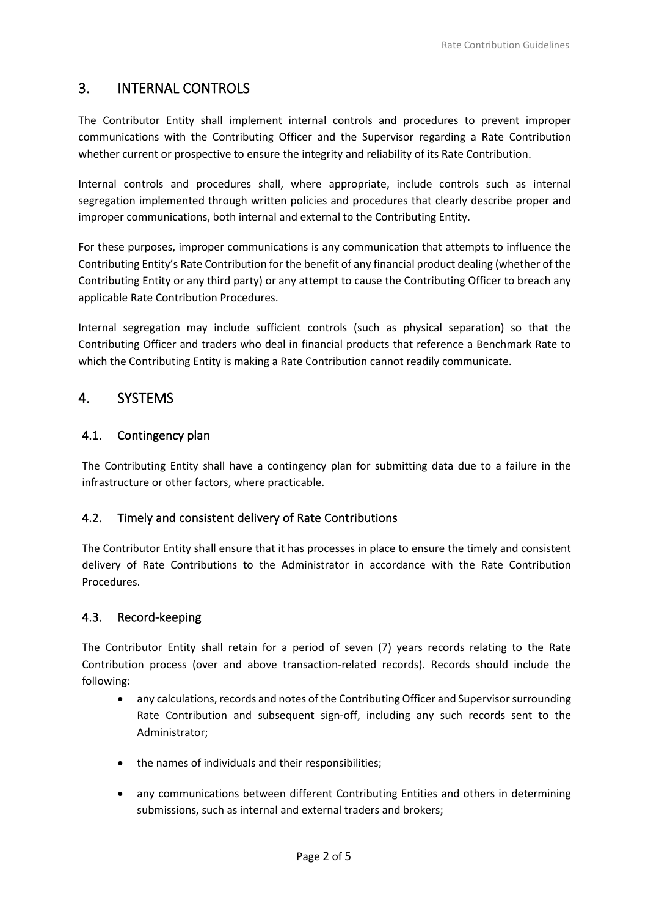## 3. INTERNAL CONTROLS

The Contributor Entity shall implement internal controls and procedures to prevent improper communications with the Contributing Officer and the Supervisor regarding a Rate Contribution whether current or prospective to ensure the integrity and reliability of its Rate Contribution.

Internal controls and procedures shall, where appropriate, include controls such as internal segregation implemented through written policies and procedures that clearly describe proper and improper communications, both internal and external to the Contributing Entity.

For these purposes, improper communications is any communication that attempts to influence the Contributing Entity's Rate Contribution for the benefit of any financial product dealing (whether of the Contributing Entity or any third party) or any attempt to cause the Contributing Officer to breach any applicable Rate Contribution Procedures.

Internal segregation may include sufficient controls (such as physical separation) so that the Contributing Officer and traders who deal in financial products that reference a Benchmark Rate to which the Contributing Entity is making a Rate Contribution cannot readily communicate.

## 4. SYSTEMS

### 4.1. Contingency plan

The Contributing Entity shall have a contingency plan for submitting data due to a failure in the infrastructure or other factors, where practicable.

### 4.2. Timely and consistent delivery of Rate Contributions

The Contributor Entity shall ensure that it has processes in place to ensure the timely and consistent delivery of Rate Contributions to the Administrator in accordance with the Rate Contribution Procedures.

### 4.3. Record-keeping

The Contributor Entity shall retain for a period of seven (7) years records relating to the Rate Contribution process (over and above transaction-related records). Records should include the following:

- any calculations, records and notes of the Contributing Officer and Supervisor surrounding Rate Contribution and subsequent sign-off, including any such records sent to the Administrator;
- the names of individuals and their responsibilities;
- any communications between different Contributing Entities and others in determining submissions, such as internal and external traders and brokers;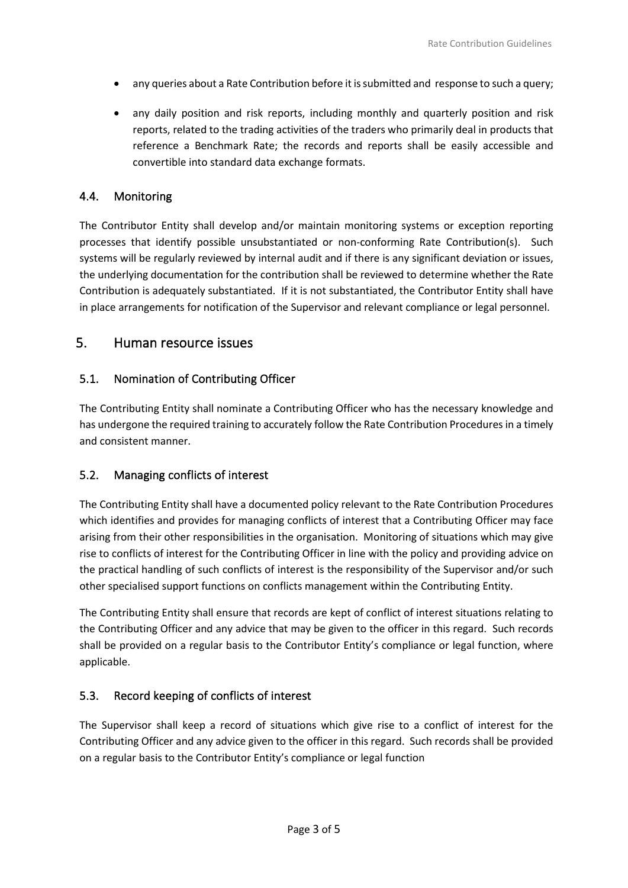- any queries about a Rate Contribution before it is submitted and response to such a query;
- any daily position and risk reports, including monthly and quarterly position and risk reports, related to the trading activities of the traders who primarily deal in products that reference a Benchmark Rate; the records and reports shall be easily accessible and convertible into standard data exchange formats.

### 4.4. Monitoring

The Contributor Entity shall develop and/or maintain monitoring systems or exception reporting processes that identify possible unsubstantiated or non-conforming Rate Contribution(s). Such systems will be regularly reviewed by internal audit and if there is any significant deviation or issues, the underlying documentation for the contribution shall be reviewed to determine whether the Rate Contribution is adequately substantiated. If it is not substantiated, the Contributor Entity shall have in place arrangements for notification of the Supervisor and relevant compliance or legal personnel.

## 5. Human resource issues

### 5.1. Nomination of Contributing Officer

The Contributing Entity shall nominate a Contributing Officer who has the necessary knowledge and has undergone the required training to accurately follow the Rate Contribution Procedures in a timely and consistent manner.

### 5.2. Managing conflicts of interest

The Contributing Entity shall have a documented policy relevant to the Rate Contribution Procedures which identifies and provides for managing conflicts of interest that a Contributing Officer may face arising from their other responsibilities in the organisation. Monitoring of situations which may give rise to conflicts of interest for the Contributing Officer in line with the policy and providing advice on the practical handling of such conflicts of interest is the responsibility of the Supervisor and/or such other specialised support functions on conflicts management within the Contributing Entity.

The Contributing Entity shall ensure that records are kept of conflict of interest situations relating to the Contributing Officer and any advice that may be given to the officer in this regard. Such records shall be provided on a regular basis to the Contributor Entity's compliance or legal function, where applicable.

### 5.3. Record keeping of conflicts of interest

The Supervisor shall keep a record of situations which give rise to a conflict of interest for the Contributing Officer and any advice given to the officer in this regard. Such records shall be provided on a regular basis to the Contributor Entity's compliance or legal function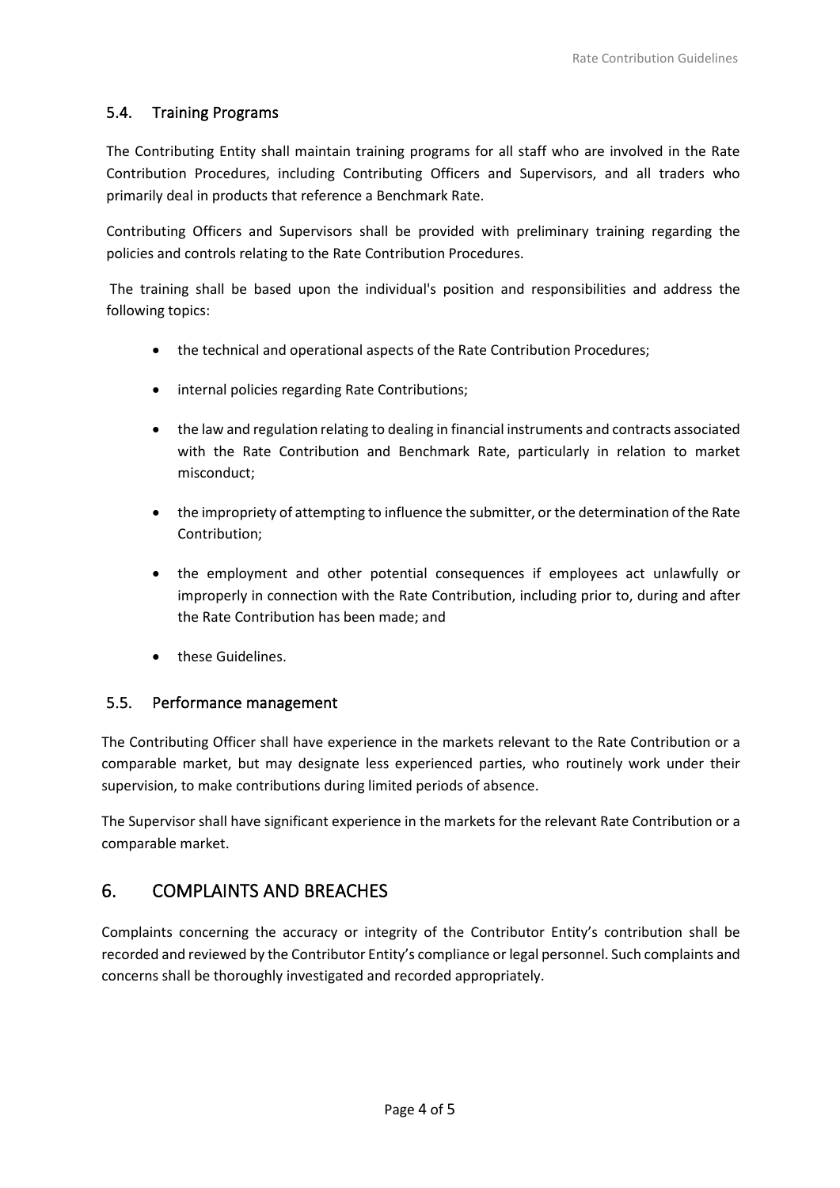### 5.4. Training Programs

The Contributing Entity shall maintain training programs for all staff who are involved in the Rate Contribution Procedures, including Contributing Officers and Supervisors, and all traders who primarily deal in products that reference a Benchmark Rate.

Contributing Officers and Supervisors shall be provided with preliminary training regarding the policies and controls relating to the Rate Contribution Procedures.

The training shall be based upon the individual's position and responsibilities and address the following topics:

- the technical and operational aspects of the Rate Contribution Procedures;
- internal policies regarding Rate Contributions;
- the law and regulation relating to dealing in financial instruments and contracts associated with the Rate Contribution and Benchmark Rate, particularly in relation to market misconduct;
- the impropriety of attempting to influence the submitter, or the determination of the Rate Contribution;
- the employment and other potential consequences if employees act unlawfully or improperly in connection with the Rate Contribution, including prior to, during and after the Rate Contribution has been made; and
- these Guidelines.

### 5.5. Performance management

The Contributing Officer shall have experience in the markets relevant to the Rate Contribution or a comparable market, but may designate less experienced parties, who routinely work under their supervision, to make contributions during limited periods of absence.

The Supervisor shall have significant experience in the markets for the relevant Rate Contribution or a comparable market.

## 6. COMPLAINTS AND BREACHES

Complaints concerning the accuracy or integrity of the Contributor Entity's contribution shall be recorded and reviewed by the Contributor Entity's compliance or legal personnel. Such complaints and concerns shall be thoroughly investigated and recorded appropriately.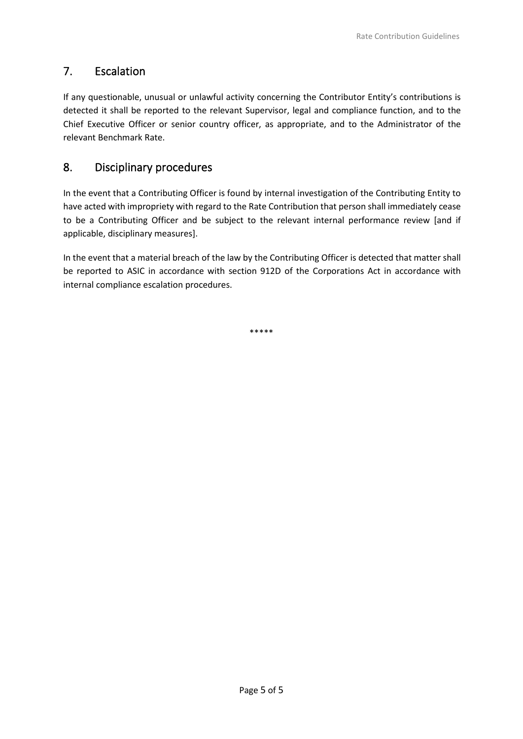## 7. Escalation

If any questionable, unusual or unlawful activity concerning the Contributor Entity's contributions is detected it shall be reported to the relevant Supervisor, legal and compliance function, and to the Chief Executive Officer or senior country officer, as appropriate, and to the Administrator of the relevant Benchmark Rate.

## 8. Disciplinary procedures

In the event that a Contributing Officer is found by internal investigation of the Contributing Entity to have acted with impropriety with regard to the Rate Contribution that person shall immediately cease to be a Contributing Officer and be subject to the relevant internal performance review [and if applicable, disciplinary measures].

In the event that a material breach of the law by the Contributing Officer is detected that matter shall be reported to ASIC in accordance with section 912D of the Corporations Act in accordance with internal compliance escalation procedures.

*****